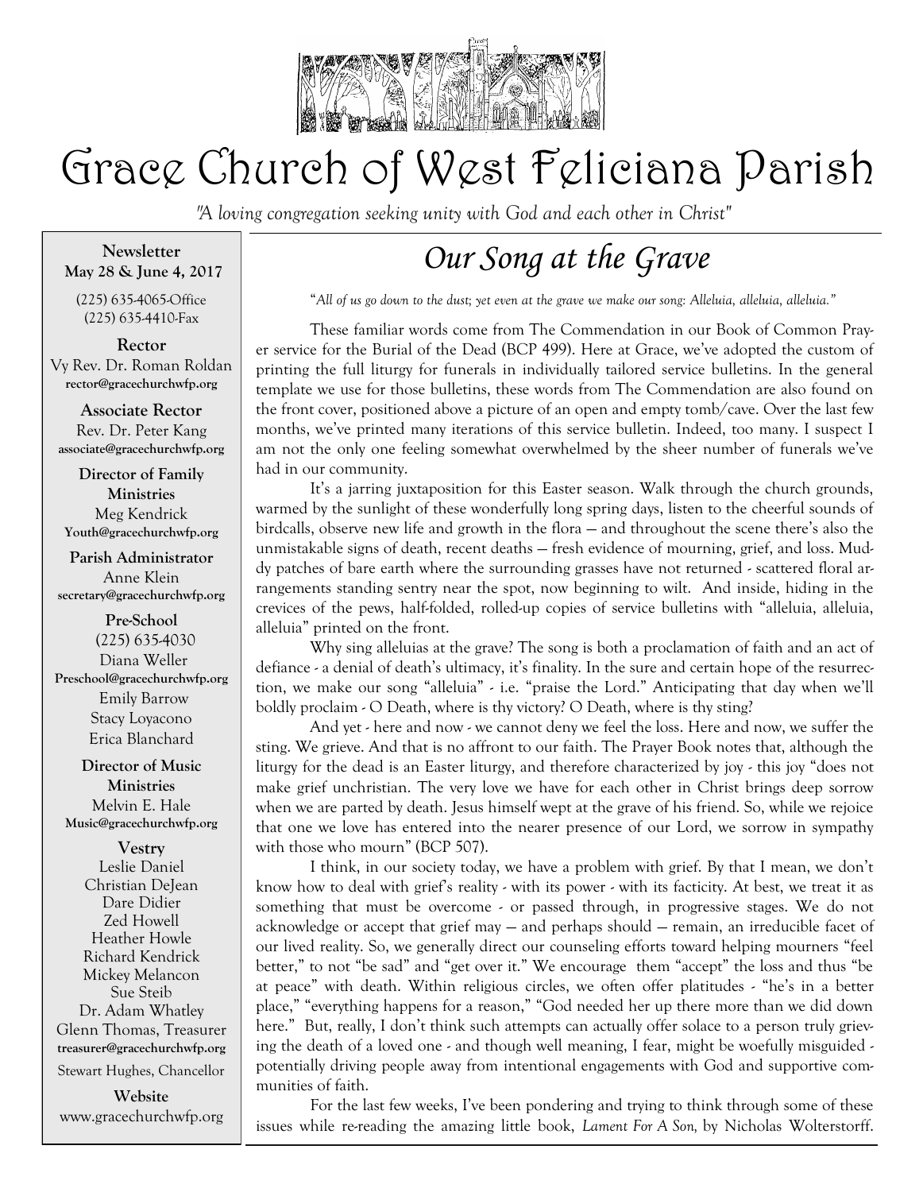# Grace Church of West Feliciana Parish

*"A loving congregation seeking unity with God and each other in Christ"*

**Newsletter**
**May 28 & June 4, 2017**

(225) 635-4065-Office
(225) 635-4410-Fax

**Rector**
Vy Rev. Dr. Roman Roldan
**rector@gracechurchwfp.org**

**Associate Rector**
Rev. Dr. Peter Kang
**associate@gracechurchwfp.org**

**Director of Family Ministries**
Meg Kendrick
**Youth@gracechurchwfp.org**

**Parish Administrator**
Anne Klein
**secretary@gracechurchwfp.org**

**Pre-School**
(225) 635-4030
Diana Weller
**Preschool@gracechurchwfp.org**
Emily Barrow
Stacy Loyacono
Erica Blanchard

**Director of Music Ministries**
Melvin E. Hale
**Music@gracechurchwfp.org**

**Vestry**
Leslie Daniel
Christian DeJean
Dare Didier
Zed Howell
Heather Howle
Richard Kendrick
Mickey Melancon
Sue Steib
Dr. Adam Whatley
Glenn Thomas, Treasurer
**treasurer@gracechurchwfp.org**
Stewart Hughes, Chancellor

**Website**
www.gracechurchwfp.org

## *Our Song at the Grave*

*"All of us go down to the dust; yet even at the grave we make our song: Alleluia, alleluia, alleluia."*

These familiar words come from The Commendation in our Book of Common Prayer service for the Burial of the Dead (BCP 499). Here at Grace, we've adopted the custom of printing the full liturgy for funerals in individually tailored service bulletins. In the general template we use for those bulletins, these words from The Commendation are also found on the front cover, positioned above a picture of an open and empty tomb/cave. Over the last few months, we've printed many iterations of this service bulletin. Indeed, too many. I suspect I am not the only one feeling somewhat overwhelmed by the sheer number of funerals we've had in our community.

It's a jarring juxtaposition for this Easter season. Walk through the church grounds, warmed by the sunlight of these wonderfully long spring days, listen to the cheerful sounds of birdcalls, observe new life and growth in the flora — and throughout the scene there's also the unmistakable signs of death, recent deaths — fresh evidence of mourning, grief, and loss. Muddy patches of bare earth where the surrounding grasses have not returned - scattered floral arrangements standing sentry near the spot, now beginning to wilt. And inside, hiding in the crevices of the pews, half-folded, rolled-up copies of service bulletins with "alleluia, alleluia, alleluia" printed on the front.

Why sing alleluias at the grave? The song is both a proclamation of faith and an act of defiance - a denial of death's ultimacy, it's finality. In the sure and certain hope of the resurrection, we make our song "alleluia" - i.e. "praise the Lord." Anticipating that day when we'll boldly proclaim - O Death, where is thy victory? O Death, where is thy sting?

And yet - here and now - we cannot deny we feel the loss. Here and now, we suffer the sting. We grieve. And that is no affront to our faith. The Prayer Book notes that, although the liturgy for the dead is an Easter liturgy, and therefore characterized by joy - this joy "does not make grief unchristian. The very love we have for each other in Christ brings deep sorrow when we are parted by death. Jesus himself wept at the grave of his friend. So, while we rejoice that one we love has entered into the nearer presence of our Lord, we sorrow in sympathy with those who mourn" (BCP 507).

I think, in our society today, we have a problem with grief. By that I mean, we don't know how to deal with grief's reality - with its power - with its facticity. At best, we treat it as something that must be overcome - or passed through, in progressive stages. We do not acknowledge or accept that grief may — and perhaps should — remain, an irreducible facet of our lived reality. So, we generally direct our counseling efforts toward helping mourners "feel better," to not "be sad" and "get over it." We encourage them "accept" the loss and thus "be at peace" with death. Within religious circles, we often offer platitudes - "he's in a better place," "everything happens for a reason," "God needed her up there more than we did down here." But, really, I don't think such attempts can actually offer solace to a person truly grieving the death of a loved one - and though well meaning, I fear, might be woefully misguided - potentially driving people away from intentional engagements with God and supportive communities of faith.

For the last few weeks, I've been pondering and trying to think through some of these issues while re-reading the amazing little book, *Lament For A Son,* by Nicholas Wolterstorff.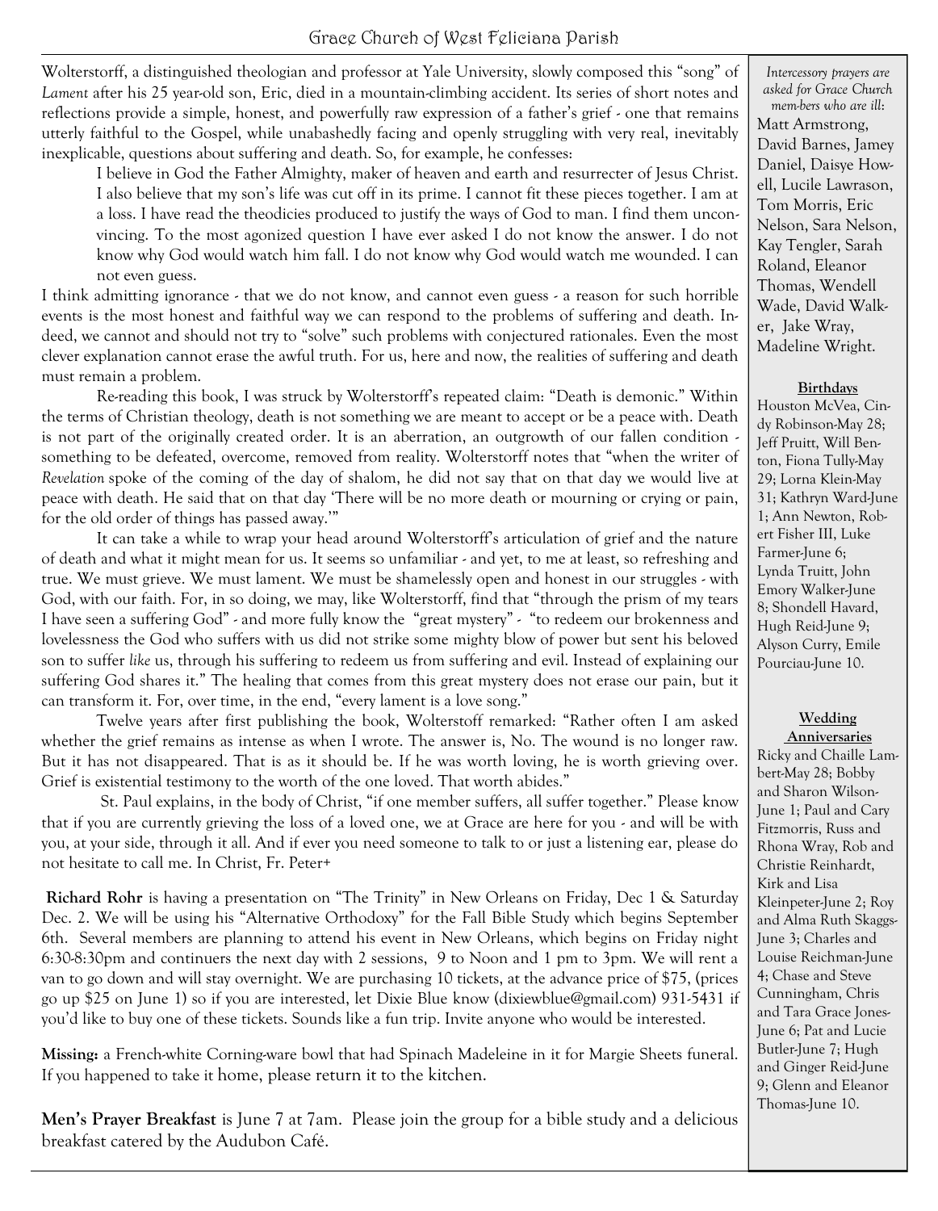Wolterstorff, a distinguished theologian and professor at Yale University, slowly composed this "song" of *Lament* after his 25 year-old son, Eric, died in a mountain-climbing accident. Its series of short notes and reflections provide a simple, honest, and powerfully raw expression of a father's grief - one that remains utterly faithful to the Gospel, while unabashedly facing and openly struggling with very real, inevitably inexplicable, questions about suffering and death. So, for example, he confesses:

> I believe in God the Father Almighty, maker of heaven and earth and resurrecter of Jesus Christ. I also believe that my son's life was cut off in its prime. I cannot fit these pieces together. I am at a loss. I have read the theodicies produced to justify the ways of God to man. I find them unconvincing. To the most agonized question I have ever asked I do not know the answer. I do not know why God would watch him fall. I do not know why God would watch me wounded. I can not even guess.

I think admitting ignorance - that we do not know, and cannot even guess - a reason for such horrible events is the most honest and faithful way we can respond to the problems of suffering and death. Indeed, we cannot and should not try to "solve" such problems with conjectured rationales. Even the most clever explanation cannot erase the awful truth. For us, here and now, the realities of suffering and death must remain a problem.

Re-reading this book, I was struck by Wolterstorff's repeated claim: "Death is demonic." Within the terms of Christian theology, death is not something we are meant to accept or be a peace with. Death is not part of the originally created order. It is an aberration, an outgrowth of our fallen condition - something to be defeated, overcome, removed from reality. Wolterstorff notes that "when the writer of *Revelation* spoke of the coming of the day of shalom, he did not say that on that day we would live at peace with death. He said that on that day 'There will be no more death or mourning or crying or pain, for the old order of things has passed away.'"

It can take a while to wrap your head around Wolterstorff's articulation of grief and the nature of death and what it might mean for us. It seems so unfamiliar - and yet, to me at least, so refreshing and true. We must grieve. We must lament. We must be shamelessly open and honest in our struggles - with God, with our faith. For, in so doing, we may, like Wolterstorff, find that "through the prism of my tears I have seen a suffering God" - and more fully know the "great mystery" - "to redeem our brokenness and lovelessness the God who suffers with us did not strike some mighty blow of power but sent his beloved son to suffer *like* us, through his suffering to redeem us from suffering and evil. Instead of explaining our suffering God shares it." The healing that comes from this great mystery does not erase our pain, but it can transform it. For, over time, in the end, "every lament is a love song."

Twelve years after first publishing the book, Wolterstoff remarked: "Rather often I am asked whether the grief remains as intense as when I wrote. The answer is, No. The wound is no longer raw. But it has not disappeared. That is as it should be. If he was worth loving, he is worth grieving over. Grief is existential testimony to the worth of the one loved. That worth abides."

St. Paul explains, in the body of Christ, "if one member suffers, all suffer together." Please know that if you are currently grieving the loss of a loved one, we at Grace are here for you - and will be with you, at your side, through it all. And if ever you need someone to talk to or just a listening ear, please do not hesitate to call me. In Christ, Fr. Peter+

**Richard Rohr** is having a presentation on "The Trinity" in New Orleans on Friday, Dec 1 & Saturday Dec. 2. We will be using his "Alternative Orthodoxy" for the Fall Bible Study which begins September 6th. Several members are planning to attend his event in New Orleans, which begins on Friday night 6:30-8:30pm and continuers the next day with 2 sessions, 9 to Noon and 1 pm to 3pm. We will rent a van to go down and will stay overnight. We are purchasing 10 tickets, at the advance price of $75, (prices go up $25 on June 1) so if you are interested, let Dixie Blue know (dixiewblue@gmail.com) 931-5431 if you'd like to buy one of these tickets. Sounds like a fun trip. Invite anyone who would be interested.

**Missing:** a French-white Corning-ware bowl that had Spinach Madeleine in it for Margie Sheets funeral. If you happened to take it home, please return it to the kitchen.

**Men's Prayer Breakfast** is June 7 at 7am. Please join the group for a bible study and a delicious breakfast catered by the Audubon Café.

*Intercessory prayers are asked for Grace Church members who are ill:*

Matt Armstrong, David Barnes, Jamey Daniel, Daisye Howell, Lucile Lawrason, Tom Morris, Eric Nelson, Sara Nelson, Kay Tengler, Sarah Roland, Eleanor Thomas, Wendell Wade, David Walker, Jake Wray, Madeline Wright.

**Birthdays**

Houston McVea, Cindy Robinson-May 28; Jeff Pruitt, Will Benton, Fiona Tully-May 29; Lorna Klein-May 31; Kathryn Ward-June 1; Ann Newton, Robert Fisher III, Luke Farmer-June 6; Lynda Truitt, John Emory Walker-June 8; Shondell Havard, Hugh Reid-June 9; Alyson Curry, Emile Pourciau-June 10.

**Wedding Anniversaries**

Ricky and Chaille Lambert-May 28; Bobby and Sharon Wilson-June 1; Paul and Cary Fitzmorris, Russ and Rhona Wray, Rob and Christie Reinhardt, Kirk and Lisa Kleinpeter-June 2; Roy and Alma Ruth Skaggs-June 3; Charles and Louise Reichman-June 4; Chase and Steve Cunningham, Chris and Tara Grace Jones-June 6; Pat and Lucie Butler-June 7; Hugh and Ginger Reid-June 9; Glenn and Eleanor Thomas-June 10.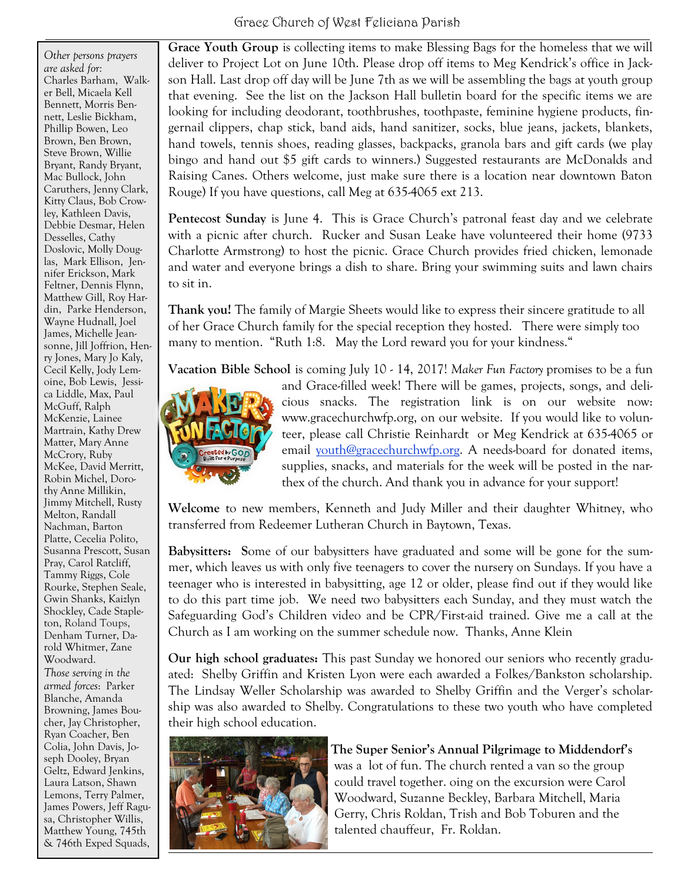*Other persons prayers are asked for:* Charles Barham, Walker Bell, Micaela Kell Bennett, Morris Bennett, Leslie Bickham, Phillip Bowen, Leo Brown, Ben Brown, Steve Brown, Willie Bryant, Randy Bryant, Mac Bullock, John Caruthers, Jenny Clark, Kitty Claus, Bob Crowley, Kathleen Davis, Debbie Desmar, Helen Desselles, Cathy Doslovic, Molly Douglas, Mark Ellison, Jennifer Erickson, Mark Feltner, Dennis Flynn, Matthew Gill, Roy Hardin, Parke Henderson, Wayne Hudnall, Joel James, Michelle Jeansonne, Jill Joffrion, Henry Jones, Mary Jo Kaly, Cecil Kelly, Jody Lemoine, Bob Lewis, Jessica Liddle, Max, Paul McGuff, Ralph McKenzie, Lainee Martrain, Kathy Drew Matter, Mary Anne McCrory, Ruby McKee, David Merritt, Robin Michel, Dorothy Anne Millikin, Jimmy Mitchell, Rusty Melton, Randall Nachman, Barton Platte, Cecelia Polito, Susanna Prescott, Susan Pray, Carol Ratcliff, Tammy Riggs, Cole Rourke, Stephen Seale, Gwin Shanks, Kaizlyn Shockley, Cade Stapleton, Roland Toups, Denham Turner, Darold Whitmer, Zane Woodward.

*Those serving in the armed forces:* Parker Blanche, Amanda Browning, James Boucher, Jay Christopher, Ryan Coacher, Ben Colia, John Davis, Joseph Dooley, Bryan Geltz, Edward Jenkins, Laura Latson, Shawn Lemons, Terry Palmer, James Powers, Jeff Ragusa, Christopher Willis, Matthew Young, 745th & 746th Exped Squads,

**Grace Youth Group** is collecting items to make Blessing Bags for the homeless that we will deliver to Project Lot on June 10th. Please drop off items to Meg Kendrick's office in Jackson Hall. Last drop off day will be June 7th as we will be assembling the bags at youth group that evening. See the list on the Jackson Hall bulletin board for the specific items we are looking for including deodorant, toothbrushes, toothpaste, feminine hygiene products, fingernail clippers, chap stick, band aids, hand sanitizer, socks, blue jeans, jackets, blankets, hand towels, tennis shoes, reading glasses, backpacks, granola bars and gift cards (we play bingo and hand out $5 gift cards to winners.) Suggested restaurants are McDonalds and Raising Canes. Others welcome, just make sure there is a location near downtown Baton Rouge) If you have questions, call Meg at 635-4065 ext 213.

**Pentecost Sunday** is June 4. This is Grace Church's patronal feast day and we celebrate with a picnic after church. Rucker and Susan Leake have volunteered their home (9733 Charlotte Armstrong) to host the picnic. Grace Church provides fried chicken, lemonade and water and everyone brings a dish to share. Bring your swimming suits and lawn chairs to sit in.

**Thank you!** The family of Margie Sheets would like to express their sincere gratitude to all of her Grace Church family for the special reception they hosted. There were simply too many to mention. "Ruth 1:8. May the Lord reward you for your kindness."

**Vacation Bible School** is coming July 10 - 14, 2017! *Maker Fun Factory* promises to be a fun and Grace-filled week! There will be games, projects, songs, and delicious snacks. The registration link is on our website now: www.gracechurchwfp.org, on our website. If you would like to volunteer, please call Christie Reinhardt or Meg Kendrick at 635-4065 or email youth@gracechurchwfp.org. A needs-board for donated items, supplies, snacks, and materials for the week will be posted in the narthex of the church. And thank you in advance for your support!

**Welcome** to new members, Kenneth and Judy Miller and their daughter Whitney, who transferred from Redeemer Lutheran Church in Baytown, Texas.

**Babysitters:** Some of our babysitters have graduated and some will be gone for the summer, which leaves us with only five teenagers to cover the nursery on Sundays. If you have a teenager who is interested in babysitting, age 12 or older, please find out if they would like to do this part time job. We need two babysitters each Sunday, and they must watch the Safeguarding God's Children video and be CPR/First-aid trained. Give me a call at the Church as I am working on the summer schedule now. Thanks, Anne Klein

**Our high school graduates:** This past Sunday we honored our seniors who recently graduated: Shelby Griffin and Kristen Lyon were each awarded a Folkes/Bankston scholarship. The Lindsay Weller Scholarship was awarded to Shelby Griffin and the Verger's scholarship was also awarded to Shelby. Congratulations to these two youth who have completed their high school education.

**The Super Senior's Annual Pilgrimage to Middendorf's** was a lot of fun. The church rented a van so the group could travel together. oing on the excursion were Carol Woodward, Suzanne Beckley, Barbara Mitchell, Maria Gerry, Chris Roldan, Trish and Bob Toburen and the talented chauffeur, Fr. Roldan.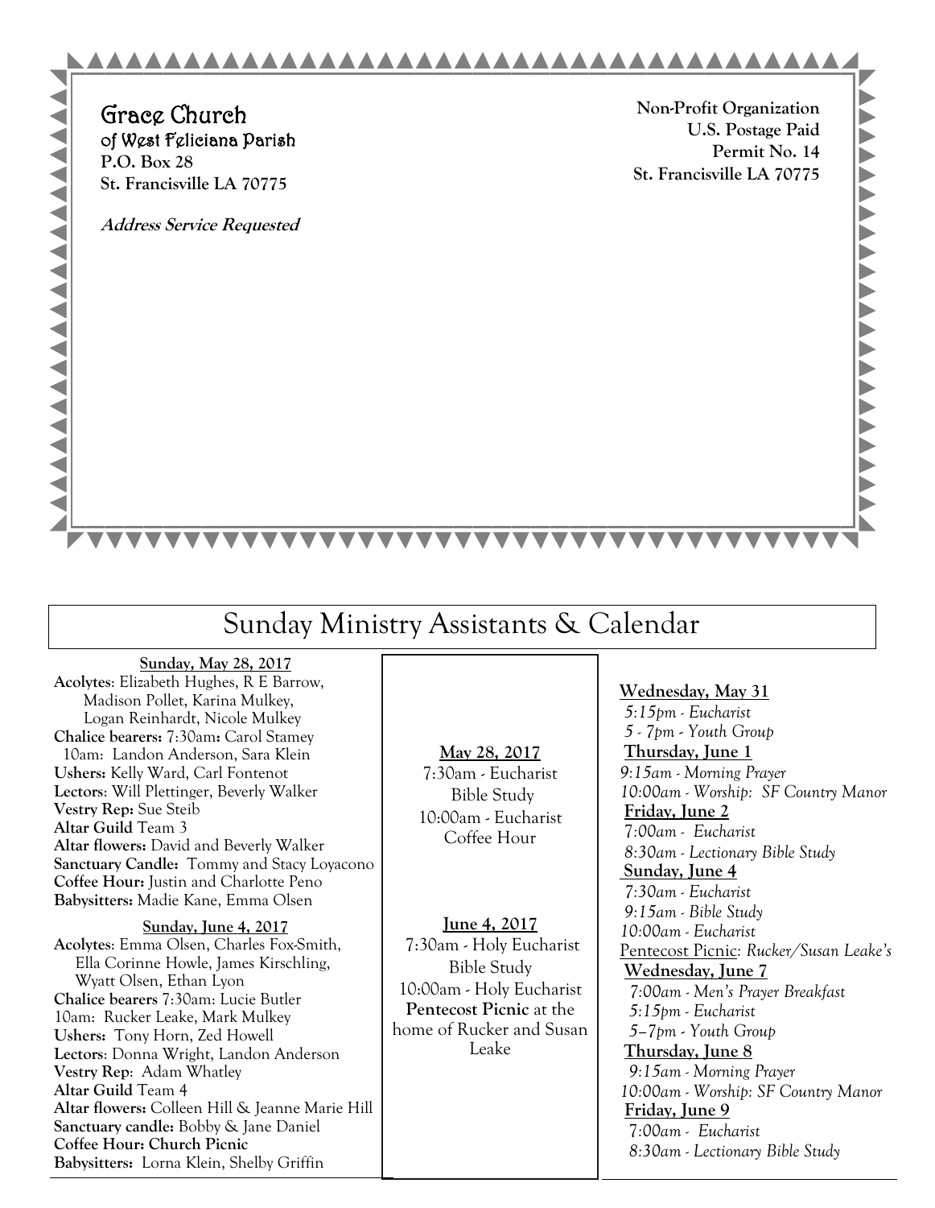Grace Church
of West Feliciana Parish
**P.O. Box 28**
**St. Francisville LA 70775**

***Address Service Requested***

**Non-Profit Organization**
**U.S. Postage Paid**
**Permit No. 14**
**St. Francisville LA 70775**

# Sunday Ministry Assistants & Calendar

**Sunday, May 28, 2017**

**Acolytes**: Elizabeth Hughes, R E Barrow, Madison Pollet, Karina Mulkey, Logan Reinhardt, Nicole Mulkey
**Chalice bearers:** 7:30am**:** Carol Stamey
10am: Landon Anderson, Sara Klein
**Ushers:** Kelly Ward, Carl Fontenot
**Lectors**: Will Plettinger, Beverly Walker
**Vestry Rep:** Sue Steib
**Altar Guild** Team 3
**Altar flowers:** David and Beverly Walker
**Sanctuary Candle:** Tommy and Stacy Loyacono
**Coffee Hour:** Justin and Charlotte Peno
**Babysitters:** Madie Kane, Emma Olsen

**Sunday, June 4, 2017**

**Acolytes**: Emma Olsen, Charles Fox-Smith, Ella Corinne Howle, James Kirschling, Wyatt Olsen, Ethan Lyon
**Chalice bearers** 7:30am: Lucie Butler
10am: Rucker Leake, Mark Mulkey
**Ushers:** Tony Horn, Zed Howell
**Lectors**: Donna Wright, Landon Anderson
**Vestry Rep**: Adam Whatley
**Altar Guild** Team 4
**Altar flowers:** Colleen Hill & Jeanne Marie Hill
**Sanctuary candle:** Bobby & Jane Daniel
**Coffee Hour: Church Picnic**
**Babysitters:** Lorna Klein, Shelby Griffin

**May 28, 2017**
7:30am - Eucharist
Bible Study
10:00am - Eucharist
Coffee Hour

**June 4, 2017**
7:30am - Holy Eucharist
Bible Study
10:00am - Holy Eucharist
**Pentecost Picnic** at the home of Rucker and Susan Leake

**Wednesday, May 31**
*5:15pm - Eucharist*
*5 - 7pm - Youth Group*

**Thursday, June 1**
*9:15am - Morning Prayer*
*10:00am - Worship: SF Country Manor*

**Friday, June 2**
*7:00am - Eucharist*
*8:30am - Lectionary Bible Study*

**Sunday, June 4**
*7:30am - Eucharist*
*9:15am - Bible Study*
*10:00am - Eucharist*
Pentecost Picnic: *Rucker/Susan Leake's*

**Wednesday, June 7**
*7:00am - Men's Prayer Breakfast*
*5:15pm - Eucharist*
*5–7pm - Youth Group*

**Thursday, June 8**
*9:15am - Morning Prayer*
*10:00am - Worship: SF Country Manor*

**Friday, June 9**
*7:00am - Eucharist*
*8:30am - Lectionary Bible Study*